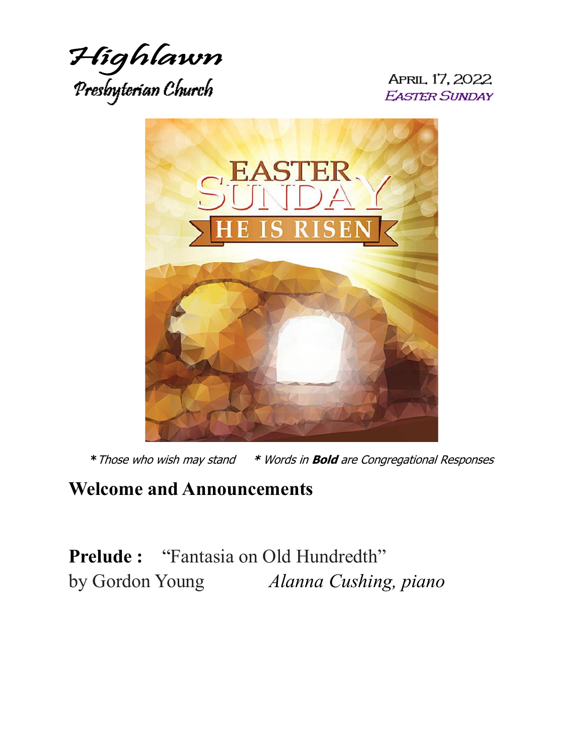# Highlawn
## Presbyterian Church

April 17, 2022
*Easter Sunday*

EASTER SUNDAY
HE IS RISEN

*\* Those who wish may stand*     *\* Words in **Bold** are Congregational Responses*

## Welcome and Announcements

**Prelude :** "Fantasia on Old Hundredth"
by Gordon Young     *Alanna Cushing, piano*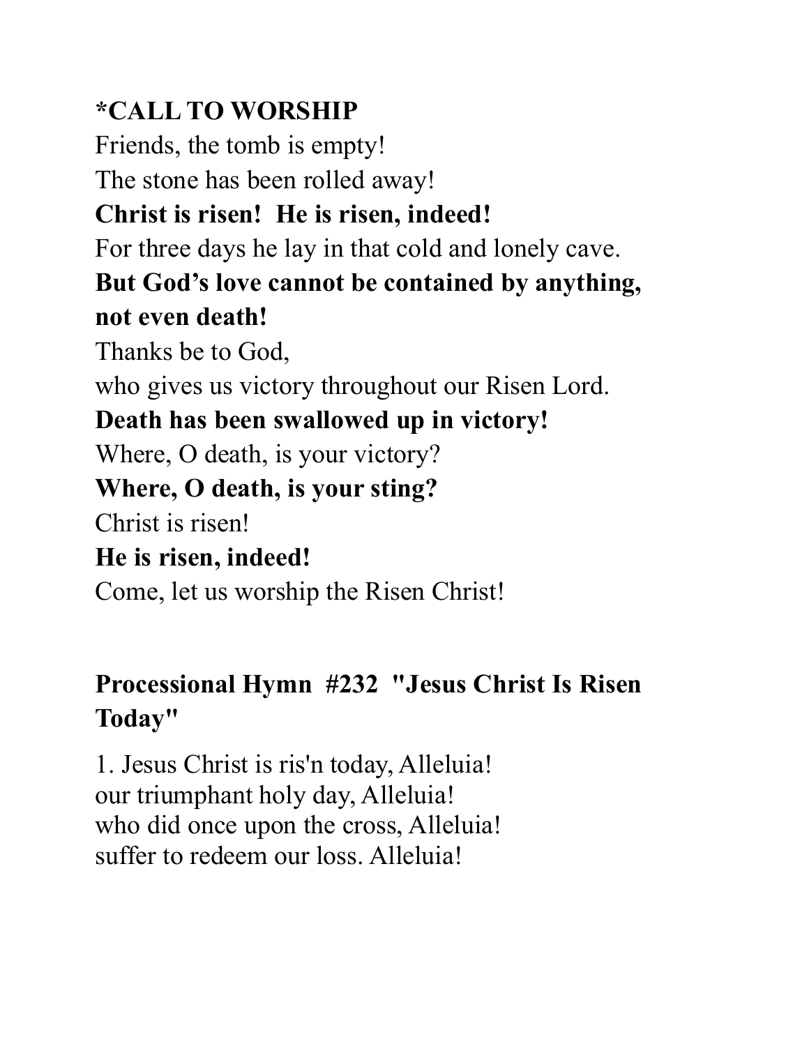**\*CALL TO WORSHIP**

Friends, the tomb is empty!
The stone has been rolled away!
**Christ is risen!  He is risen, indeed!**
For three days he lay in that cold and lonely cave.
**But God's love cannot be contained by anything, not even death!**
Thanks be to God,
who gives us victory throughout our Risen Lord.
**Death has been swallowed up in victory!**
Where, O death, is your victory?
**Where, O death, is your sting?**
Christ is risen!
**He is risen, indeed!**
Come, let us worship the Risen Christ!

**Processional Hymn  #232  "Jesus Christ Is Risen Today"**

1. Jesus Christ is ris'n today, Alleluia!
our triumphant holy day, Alleluia!
who did once upon the cross, Alleluia!
suffer to redeem our loss. Alleluia!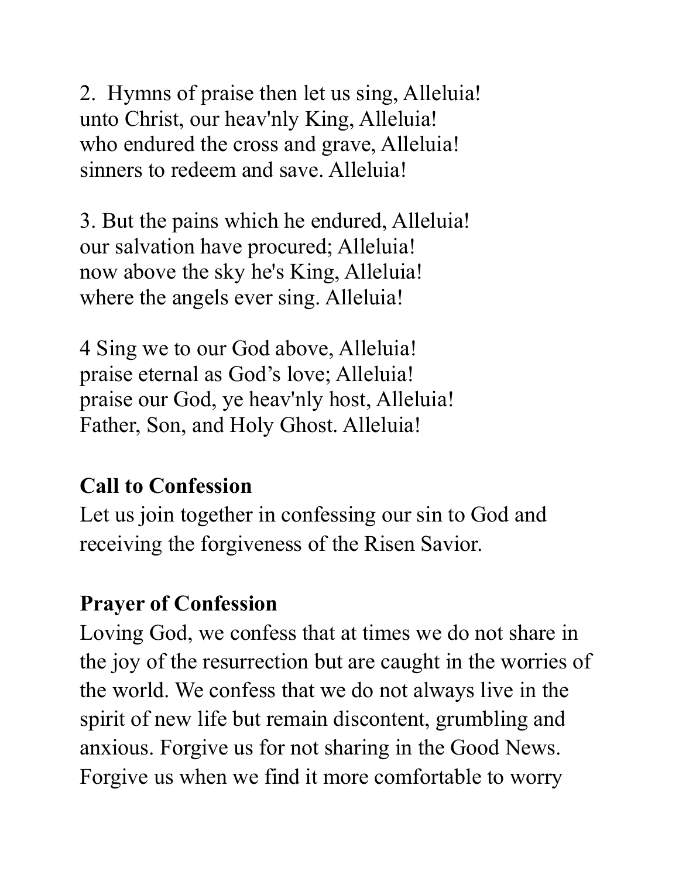2. Hymns of praise then let us sing, Alleluia!
unto Christ, our heav'nly King, Alleluia!
who endured the cross and grave, Alleluia!
sinners to redeem and save. Alleluia!

3. But the pains which he endured, Alleluia!
our salvation have procured; Alleluia!
now above the sky he's King, Alleluia!
where the angels ever sing. Alleluia!

4 Sing we to our God above, Alleluia!
praise eternal as God's love; Alleluia!
praise our God, ye heav'nly host, Alleluia!
Father, Son, and Holy Ghost. Alleluia!

**Call to Confession**
Let us join together in confessing our sin to God and receiving the forgiveness of the Risen Savior.

**Prayer of Confession**
Loving God, we confess that at times we do not share in the joy of the resurrection but are caught in the worries of the world. We confess that we do not always live in the spirit of new life but remain discontent, grumbling and anxious. Forgive us for not sharing in the Good News. Forgive us when we find it more comfortable to worry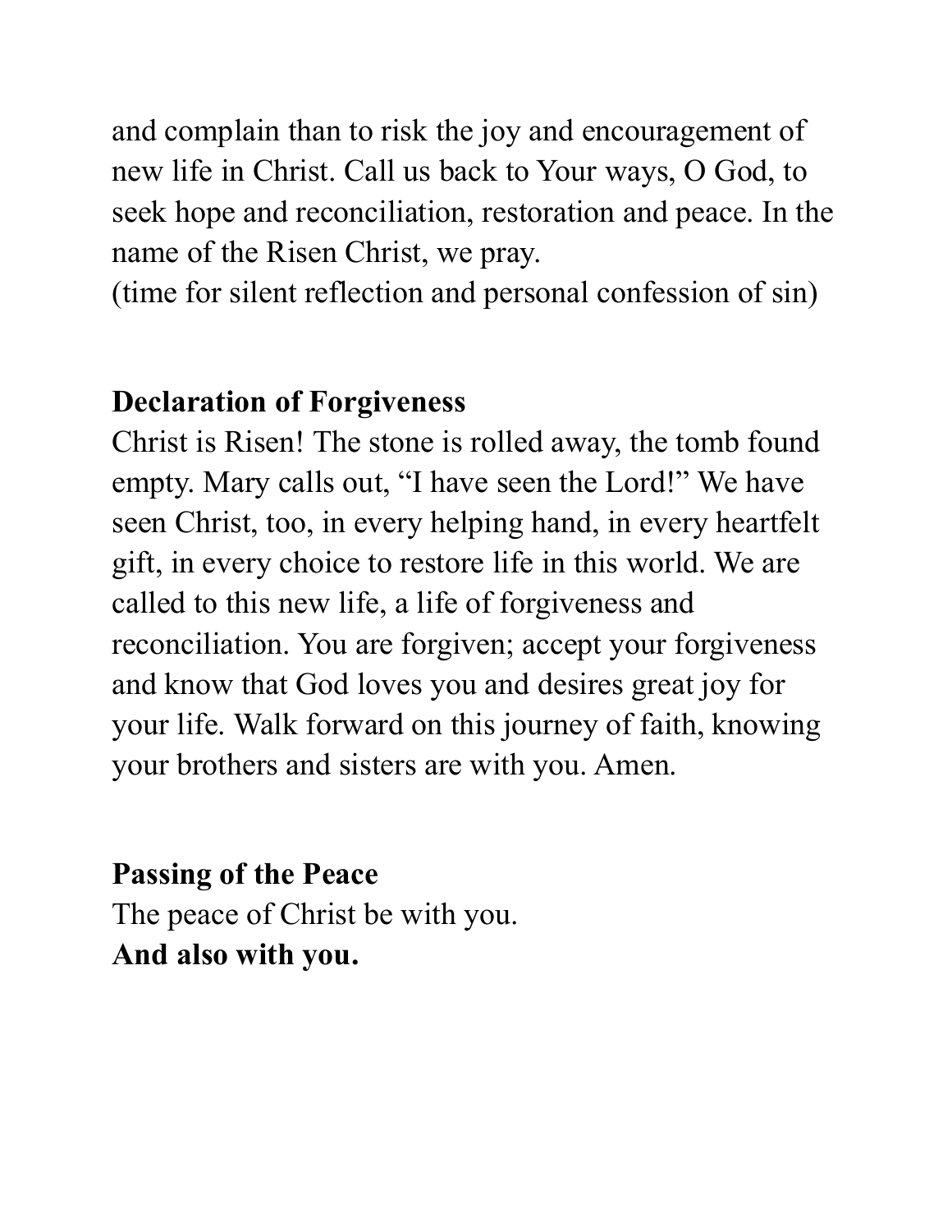and complain than to risk the joy and encouragement of new life in Christ. Call us back to Your ways, O God, to seek hope and reconciliation, restoration and peace. In the name of the Risen Christ, we pray.
(time for silent reflection and personal confession of sin)

**Declaration of Forgiveness**
Christ is Risen! The stone is rolled away, the tomb found empty. Mary calls out, "I have seen the Lord!" We have seen Christ, too, in every helping hand, in every heartfelt gift, in every choice to restore life in this world. We are called to this new life, a life of forgiveness and reconciliation. You are forgiven; accept your forgiveness and know that God loves you and desires great joy for your life. Walk forward on this journey of faith, knowing your brothers and sisters are with you. Amen.

**Passing of the Peace**
The peace of Christ be with you.
**And also with you.**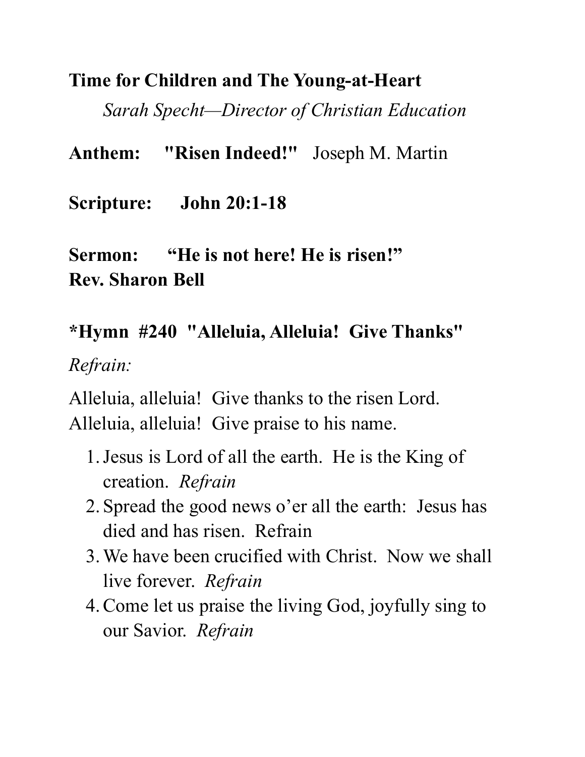**Time for Children and The Young-at-Heart**

*Sarah Specht—Director of Christian Education*

**Anthem: "Risen Indeed!"** Joseph M. Martin

**Scripture: John 20:1-18**

**Sermon: "He is not here! He is risen!"**
**Rev. Sharon Bell**

**\*Hymn #240 "Alleluia, Alleluia! Give Thanks"**

*Refrain:*

Alleluia, alleluia! Give thanks to the risen Lord.
Alleluia, alleluia! Give praise to his name.

1. Jesus is Lord of all the earth. He is the King of creation. *Refrain*
2. Spread the good news o'er all the earth: Jesus has died and has risen. Refrain
3. We have been crucified with Christ. Now we shall live forever. *Refrain*
4. Come let us praise the living God, joyfully sing to our Savior. *Refrain*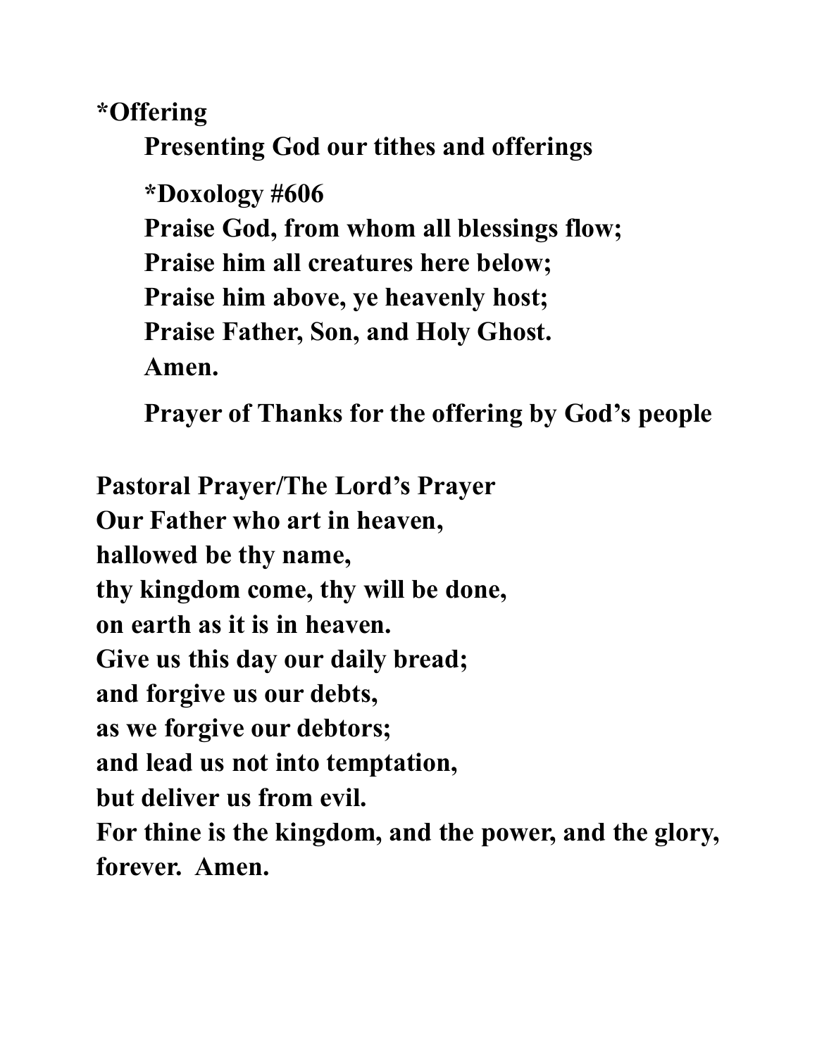**\*Offering**

**Presenting God our tithes and offerings**

**\*Doxology #606**
**Praise God, from whom all blessings flow;**
**Praise him all creatures here below;**
**Praise him above, ye heavenly host;**
**Praise Father, Son, and Holy Ghost.**
**Amen.**

**Prayer of Thanks for the offering by God's people**

**Pastoral Prayer/The Lord's Prayer**
**Our Father who art in heaven,**
**hallowed be thy name,**
**thy kingdom come, thy will be done,**
**on earth as it is in heaven.**
**Give us this day our daily bread;**
**and forgive us our debts,**
**as we forgive our debtors;**
**and lead us not into temptation,**
**but deliver us from evil.**
**For thine is the kingdom, and the power, and the glory,**
**forever. Amen.**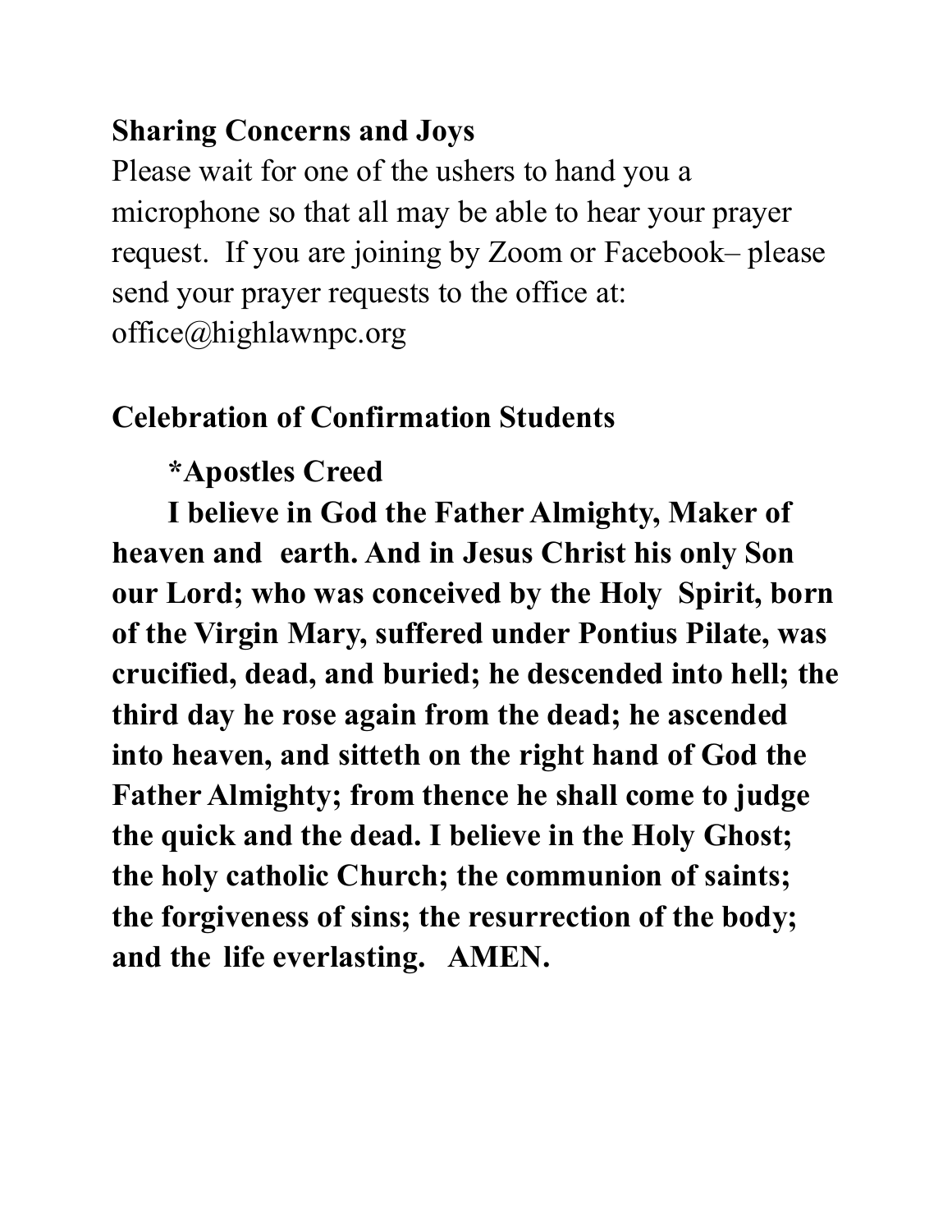**Sharing Concerns and Joys**

Please wait for one of the ushers to hand you a microphone so that all may be able to hear your prayer request. If you are joining by Zoom or Facebook– please send your prayer requests to the office at: office@highlawnpc.org

**Celebration of Confirmation Students**

**\*Apostles Creed**

**I believe in God the Father Almighty, Maker of heaven and earth. And in Jesus Christ his only Son our Lord; who was conceived by the Holy Spirit, born of the Virgin Mary, suffered under Pontius Pilate, was crucified, dead, and buried; he descended into hell; the third day he rose again from the dead; he ascended into heaven, and sitteth on the right hand of God the Father Almighty; from thence he shall come to judge the quick and the dead. I believe in the Holy Ghost; the holy catholic Church; the communion of saints; the forgiveness of sins; the resurrection of the body; and the life everlasting. AMEN.**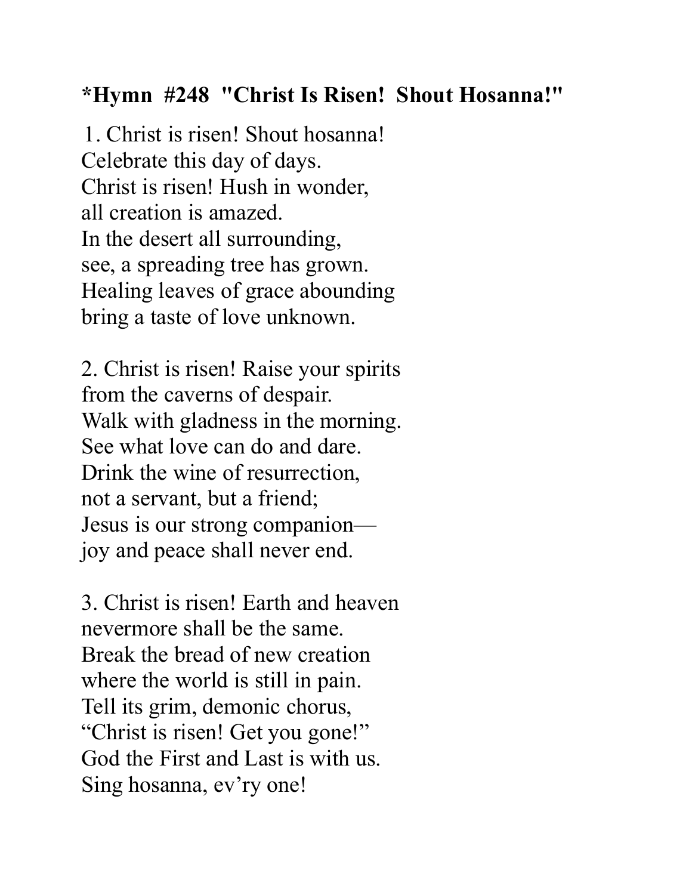**\*Hymn #248 "Christ Is Risen! Shout Hosanna!"**

1. Christ is risen! Shout hosanna!
Celebrate this day of days.
Christ is risen! Hush in wonder,
all creation is amazed.
In the desert all surrounding,
see, a spreading tree has grown.
Healing leaves of grace abounding
bring a taste of love unknown.

2. Christ is risen! Raise your spirits
from the caverns of despair.
Walk with gladness in the morning.
See what love can do and dare.
Drink the wine of resurrection,
not a servant, but a friend;
Jesus is our strong companion—
joy and peace shall never end.

3. Christ is risen! Earth and heaven
nevermore shall be the same.
Break the bread of new creation
where the world is still in pain.
Tell its grim, demonic chorus,
"Christ is risen! Get you gone!"
God the First and Last is with us.
Sing hosanna, ev'ry one!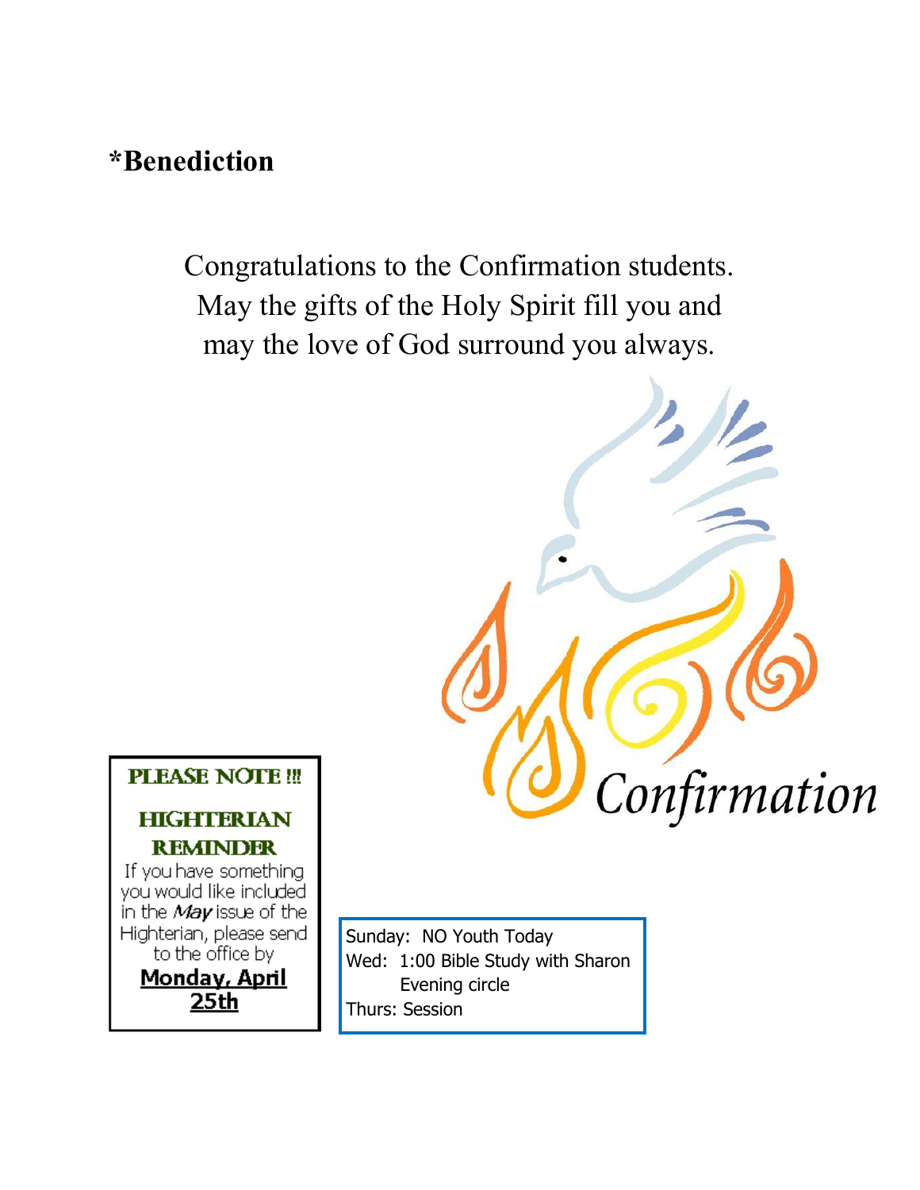**\*Benediction**

Congratulations to the Confirmation students.
May the gifts of the Holy Spirit fill you and
may the love of God surround you always.

Confirmation

**PLEASE NOTE !!!**

**HIGHTERIAN REMINDER**

If you have something you would like included in the ***May*** issue of the Highterian, please send to the office by

**Monday, April 25th**

Sunday: NO Youth Today
Wed: 1:00 Bible Study with Sharon
Evening circle
Thurs: Session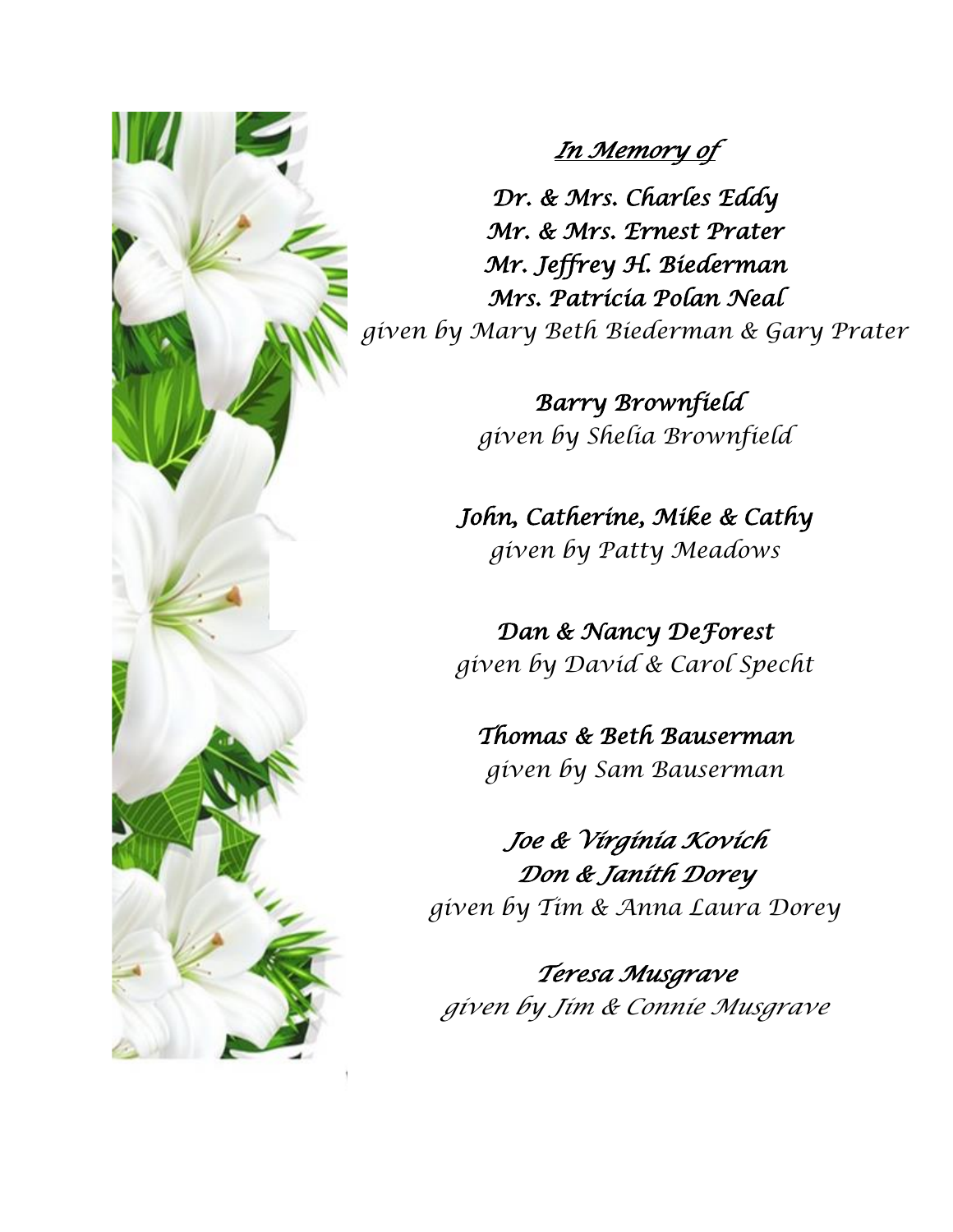***In Memory of***

***Dr. & Mrs. Charles Eddy***
***Mr. & Mrs. Ernest Prater***
***Mr. Jeffrey H. Biederman***
***Mrs. Patricia Polan Neal***
*given by Mary Beth Biederman & Gary Prater*

***Barry Brownfield***
*given by Shelia Brownfield*

***John, Catherine, Mike & Cathy***
*given by Patty Meadows*

***Dan & Nancy DeForest***
*given by David & Carol Specht*

***Thomas & Beth Bauserman***
*given by Sam Bauserman*

***Joe & Virginia Kovich***
***Don & Janith Dorey***
*given by Tim & Anna Laura Dorey*

***Teresa Musgrave***
*given by Jim & Connie Musgrave*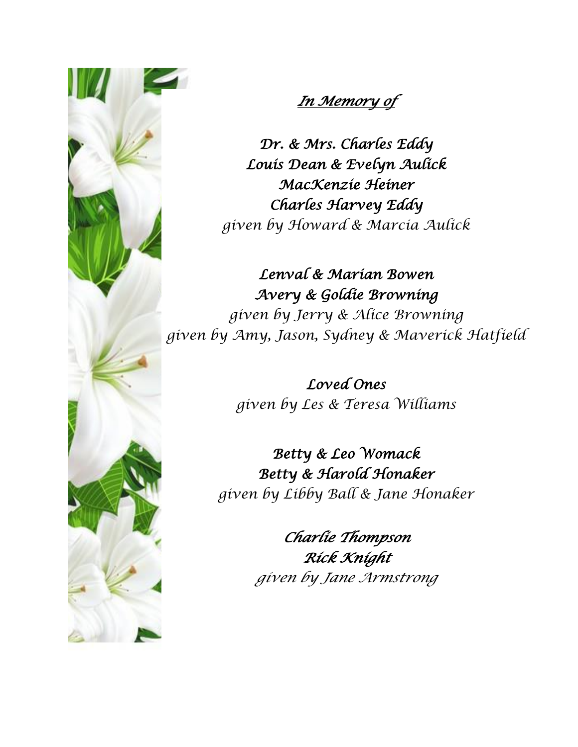*In Memory of*

***Dr. & Mrs. Charles Eddy***
***Louis Dean & Evelyn Aulick***
***MacKenzie Heiner***
***Charles Harvey Eddy***
*given by Howard & Marcia Aulick*

***Lenval & Marian Bowen***
***Avery & Goldie Browning***
*given by Jerry & Alice Browning*
*given by Amy, Jason, Sydney & Maverick Hatfield*

***Loved Ones***
*given by Les & Teresa Williams*

***Betty & Leo Womack***
***Betty & Harold Honaker***
*given by Libby Ball & Jane Honaker*

***Charlie Thompson***
***Rick Knight***
*given by Jane Armstrong*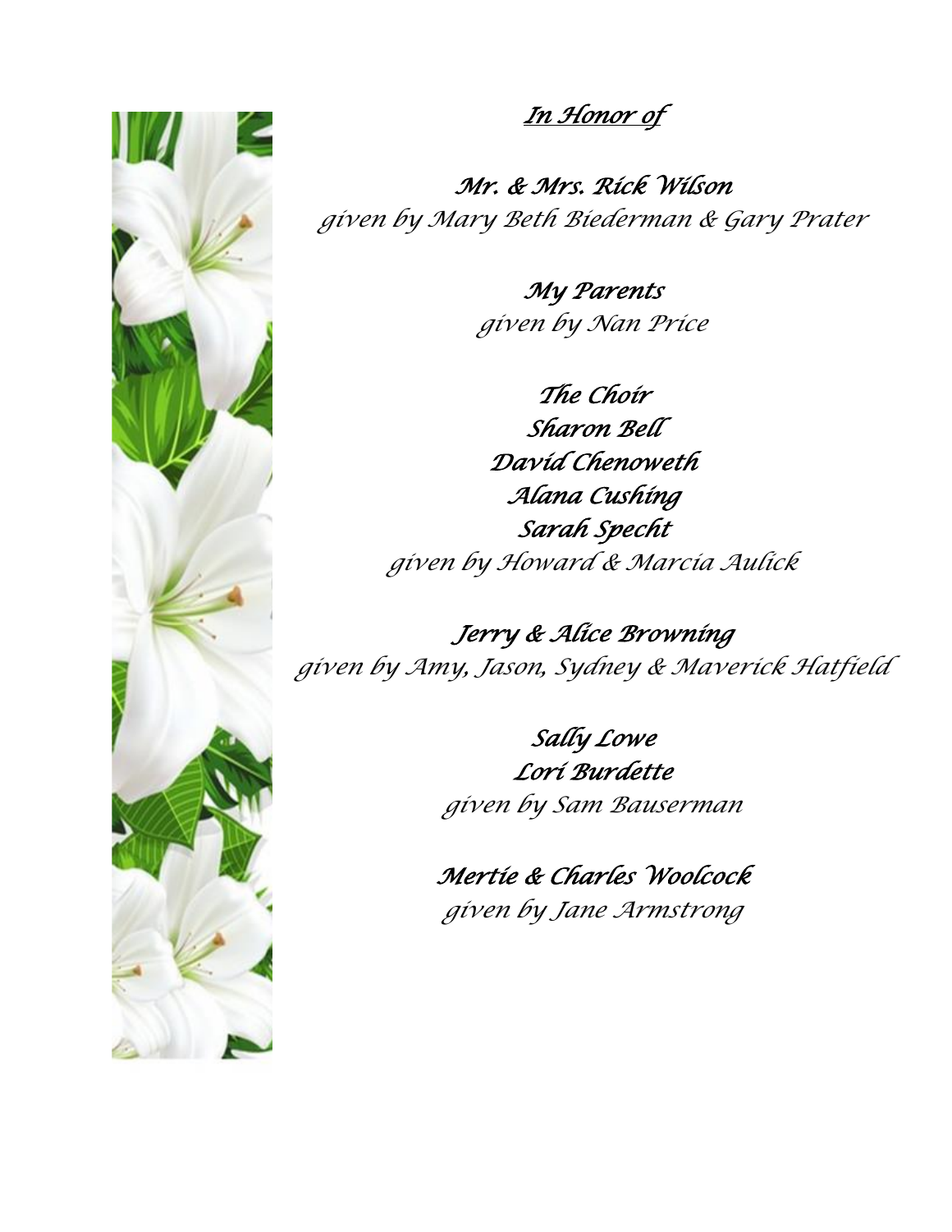## *In Honor of*

***Mr. & Mrs. Rick Wilson***
*given by Mary Beth Biederman & Gary Prater*

***My Parents***
*given by Nan Price*

***The Choir***
***Sharon Bell***
***David Chenoweth***
***Alana Cushing***
***Sarah Specht***
*given by Howard & Marcia Aulick*

***Jerry & Alice Browning***
*given by Amy, Jason, Sydney & Maverick Hatfield*

***Sally Lowe***
***Lori Burdette***
*given by Sam Bauserman*

***Mertie & Charles Woolcock***
*given by Jane Armstrong*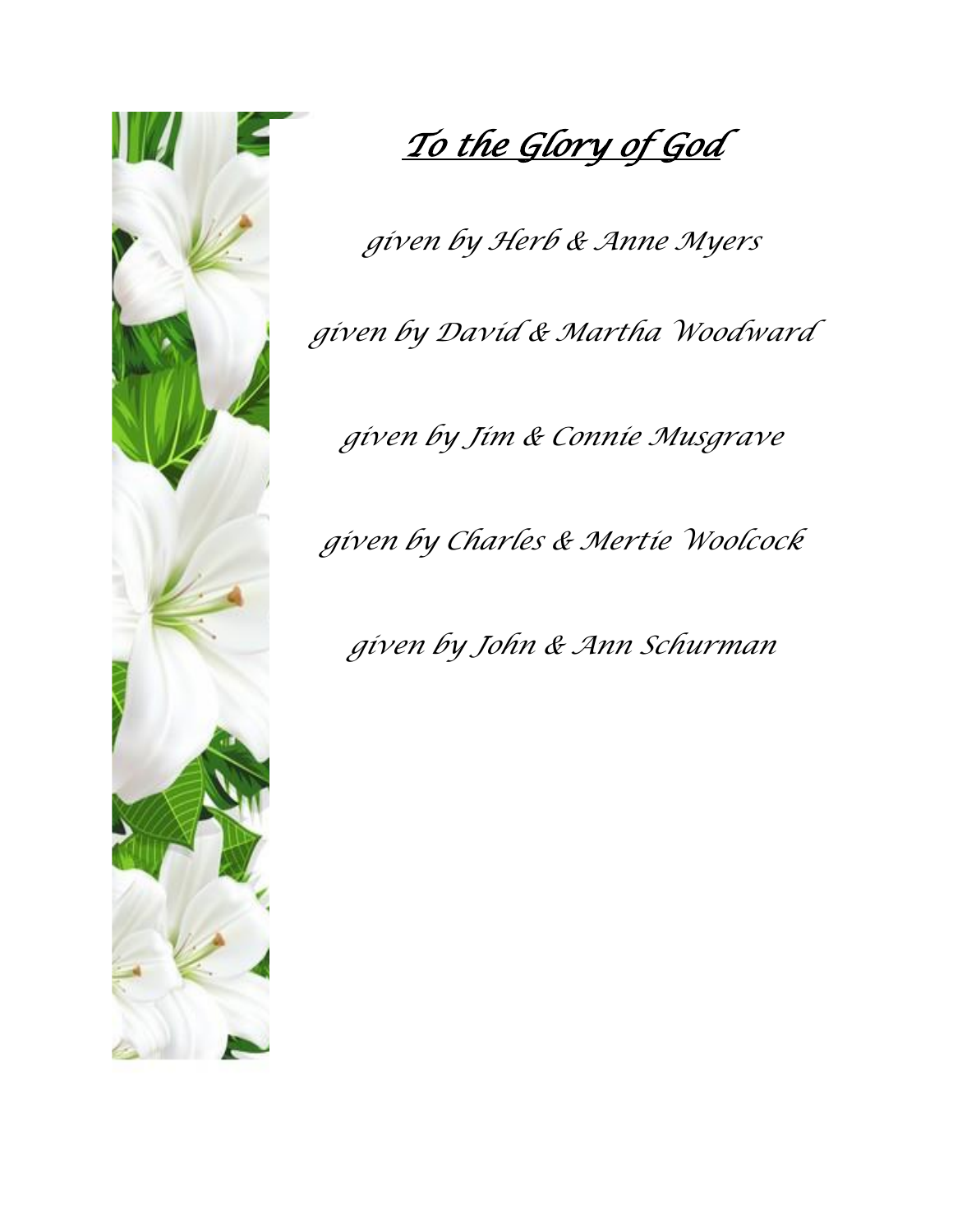***<u>To the Glory of God</u>***

*given by Herb & Anne Myers*

*given by David & Martha Woodward*

*given by Jim & Connie Musgrave*

*given by Charles & Mertie Woolcock*

*given by John & Ann Schurman*